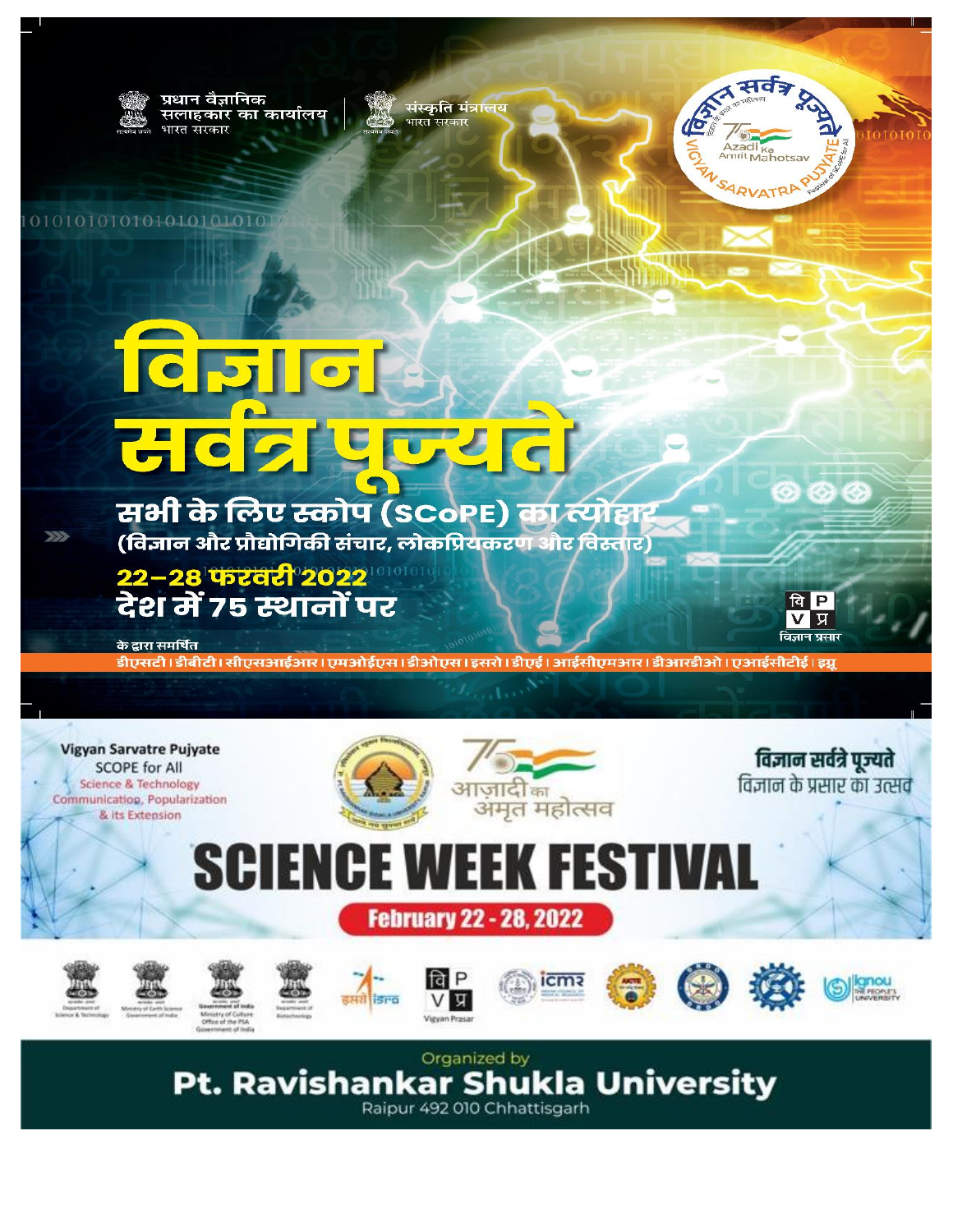प्रधान वैज्ञानिक सलाहकार का कार्यालय
भारत सरकार

संस्कृति मंत्रालय
भारत सरकार

# विज्ञान सर्वत्र पूज्यते

## सभी के लिए स्कोप (SCoPE) का त्योहार

**(विज्ञान और प्रौद्योगिकी संचार, लोकप्रियकरण और विस्तार)**

**22–28 फरवरी 2022**
**देश में 75 स्थानों पर**

विज्ञान प्रसार

के द्वारा समर्थित
डीएसटी। डीबीटी। सीएसआईआर। एमओईएस। डीओएस। इसरो। डीएई। आईसीएमआर। डीआरडीओ। एआईसीटीई। इग्नू

---

Vigyan Sarvatre Pujyate
SCOPE for All
Science & Technology Communication, Popularization & its Extension

आज़ादी का अमृत महोत्सव

विज्ञान सर्वत्र पूज्यते
विज्ञान के प्रसार का उत्सव

# SCIENCE WEEK FESTIVAL

**February 22 - 28, 2022**

Department of Science & Technology | Ministry of Earth Science, Government of India | Government of India, Ministry of Culture, Office of the PSA, Government of India | Department of Biotechnology | इसरो isro | Vigyan Prasar | ICMR | AICTE | DRDO | CSIR | ignou THE PEOPLE'S UNIVERSITY

Organized by
**Pt. Ravishankar Shukla University**
Raipur 492 010 Chhattisgarh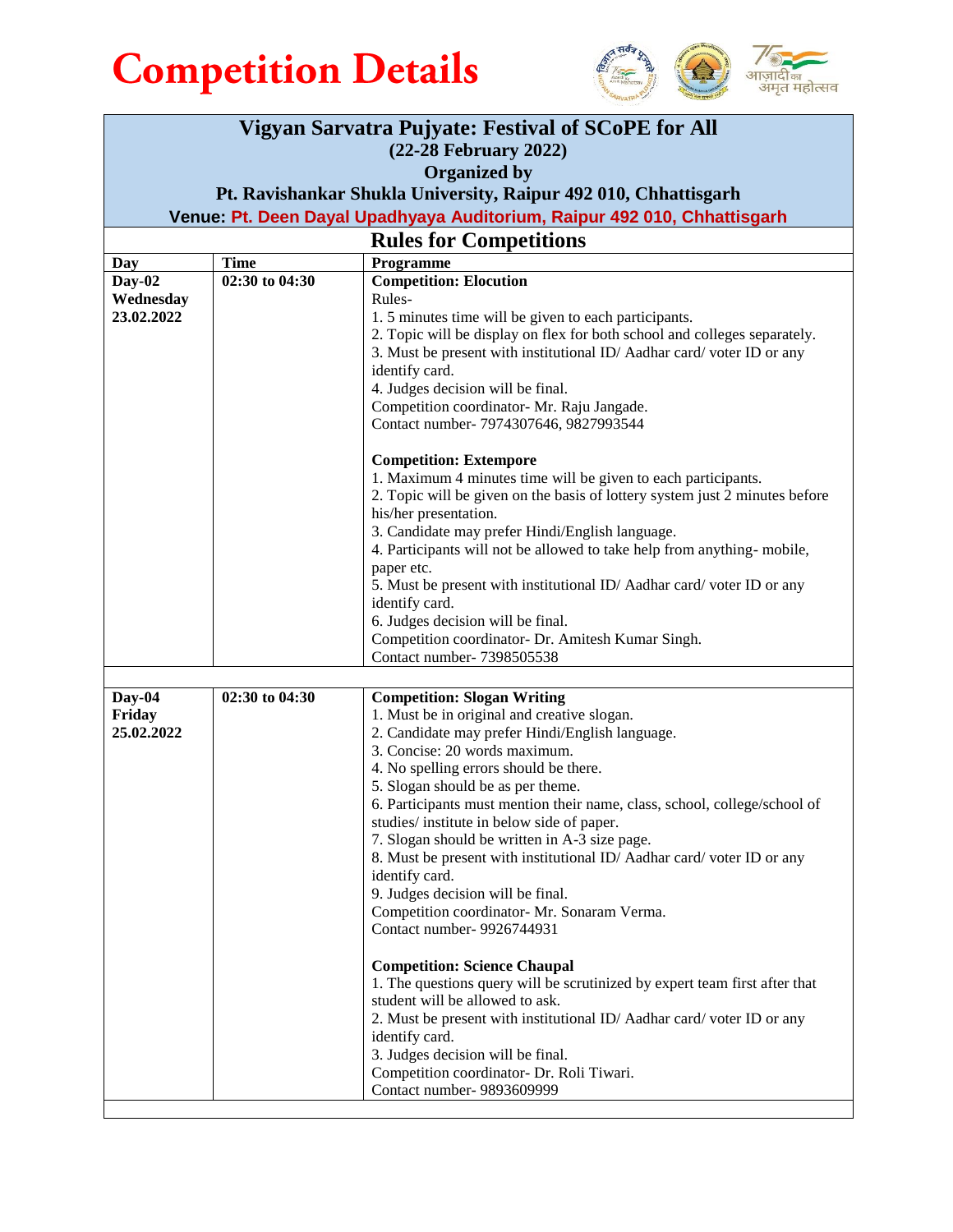# Competition Details

| Vigyan Sarvatra Pujyate: Festival of SCoPE for All<br>(22-28 February 2022)<br>Organized by<br>Pt. Ravishankar Shukla University, Raipur 492 010, Chhattisgarh<br>Venue: Pt. Deen Dayal Upadhyaya Auditorium, Raipur 492 010, Chhattisgarh | | |
|---|---|---|
| **Rules for Competitions** | | |
| **Day** | **Time** | **Programme** |
| **Day-02**<br>**Wednesday**<br>**23.02.2022** | **02:30 to 04:30** | **Competition: Elocution**<br>Rules-<br>1. 5 minutes time will be given to each participants.<br>2. Topic will be display on flex for both school and colleges separately.<br>3. Must be present with institutional ID/ Aadhar card/ voter ID or any identify card.<br>4. Judges decision will be final.<br>Competition coordinator- Mr. Raju Jangade.<br>Contact number- 7974307646, 9827993544<br><br>**Competition: Extempore**<br>1. Maximum 4 minutes time will be given to each participants.<br>2. Topic will be given on the basis of lottery system just 2 minutes before his/her presentation.<br>3. Candidate may prefer Hindi/English language.<br>4. Participants will not be allowed to take help from anything- mobile, paper etc.<br>5. Must be present with institutional ID/ Aadhar card/ voter ID or any identify card.<br>6. Judges decision will be final.<br>Competition coordinator- Dr. Amitesh Kumar Singh.<br>Contact number- 7398505538 |
| | | |
| **Day-04**<br>**Friday**<br>**25.02.2022** | **02:30 to 04:30** | **Competition: Slogan Writing**<br>1. Must be in original and creative slogan.<br>2. Candidate may prefer Hindi/English language.<br>3. Concise: 20 words maximum.<br>4. No spelling errors should be there.<br>5. Slogan should be as per theme.<br>6. Participants must mention their name, class, school, college/school of studies/ institute in below side of paper.<br>7. Slogan should be written in A-3 size page.<br>8. Must be present with institutional ID/ Aadhar card/ voter ID or any identify card.<br>9. Judges decision will be final.<br>Competition coordinator- Mr. Sonaram Verma.<br>Contact number- 9926744931<br><br>**Competition: Science Chaupal**<br>1. The questions query will be scrutinized by expert team first after that student will be allowed to ask.<br>2. Must be present with institutional ID/ Aadhar card/ voter ID or any identify card.<br>3. Judges decision will be final.<br>Competition coordinator- Dr. Roli Tiwari.<br>Contact number- 9893609999 |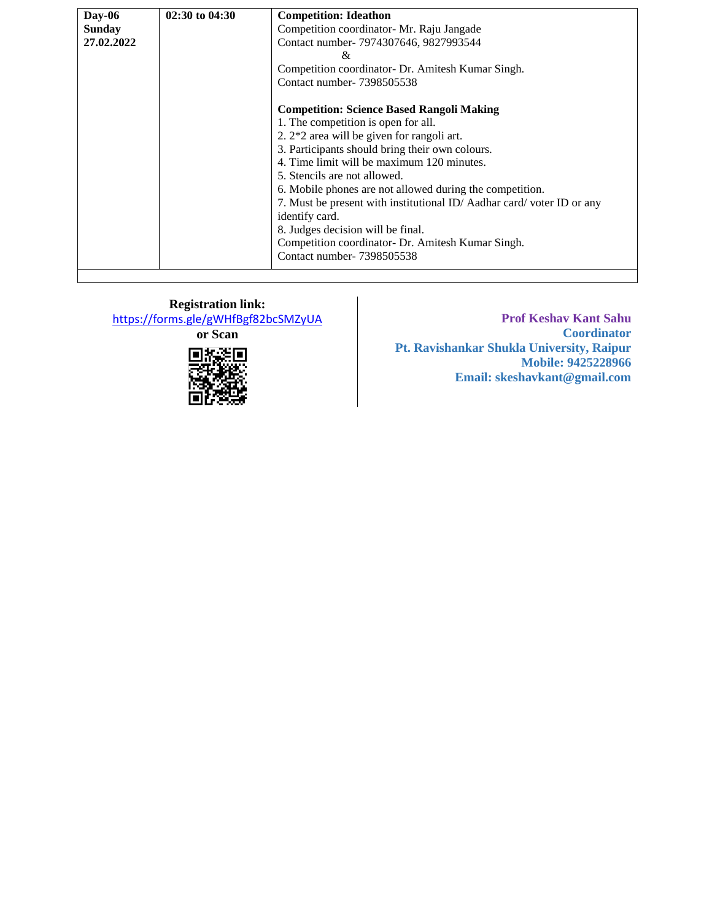| | | |
|---|---|---|
| **Day-06**<br>**Sunday**<br>**27.02.2022** | **02:30 to 04:30** | **Competition: Ideathon**<br>Competition coordinator- Mr. Raju Jangade<br>Contact number- 7974307646, 9827993544<br>&<br>Competition coordinator- Dr. Amitesh Kumar Singh.<br>Contact number- 7398505538<br><br>**Competition: Science Based Rangoli Making**<br>1. The competition is open for all.<br>2. 2*2 area will be given for rangoli art.<br>3. Participants should bring their own colours.<br>4. Time limit will be maximum 120 minutes.<br>5. Stencils are not allowed.<br>6. Mobile phones are not allowed during the competition.<br>7. Must be present with institutional ID/ Aadhar card/ voter ID or any identify card.<br>8. Judges decision will be final.<br>Competition coordinator- Dr. Amitesh Kumar Singh.<br>Contact number- 7398505538 |
| | | |

**Registration link:**
https://forms.gle/gWHfBgf82bcSMZyUA
**or Scan**

**Prof Keshav Kant Sahu**
**Coordinator**
**Pt. Ravishankar Shukla University, Raipur**
**Mobile: 9425228966**
**Email: skeshavkant@gmail.com**